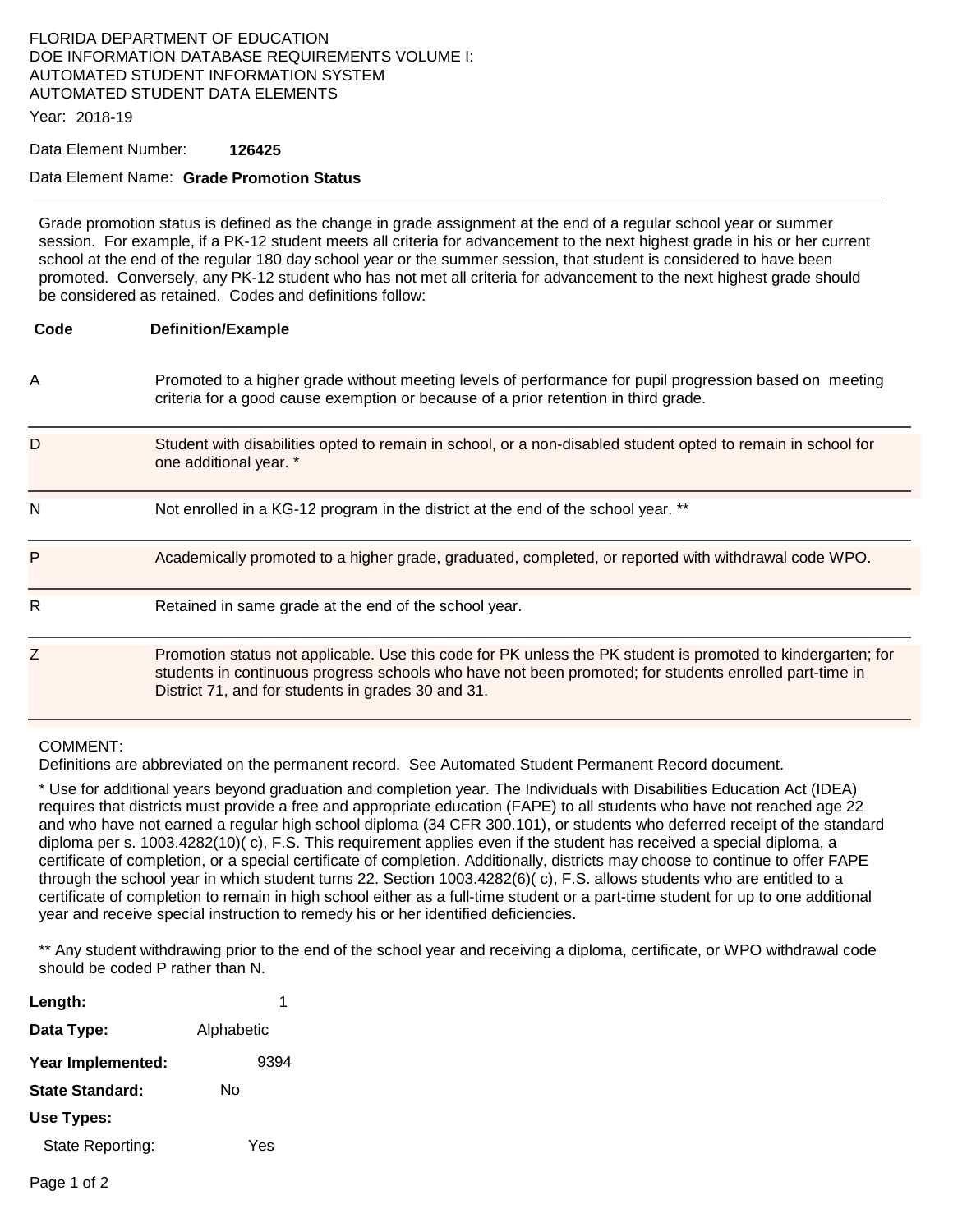FLORIDA DEPARTMENT OF EDUCATION
DOE INFORMATION DATABASE REQUIREMENTS VOLUME I:
AUTOMATED STUDENT INFORMATION SYSTEM
AUTOMATED STUDENT DATA ELEMENTS

Year: 2018-19

Data Element Number: **126425**

Data Element Name: **Grade Promotion Status**

---

Grade promotion status is defined as the change in grade assignment at the end of a regular school year or summer session. For example, if a PK-12 student meets all criteria for advancement to the next highest grade in his or her current school at the end of the regular 180 day school year or the summer session, that student is considered to have been promoted. Conversely, any PK-12 student who has not met all criteria for advancement to the next highest grade should be considered as retained. Codes and definitions follow:

| Code | Definition/Example |
|---|---|
| A | Promoted to a higher grade without meeting levels of performance for pupil progression based on meeting criteria for a good cause exemption or because of a prior retention in third grade. |
| D | Student with disabilities opted to remain in school, or a non-disabled student opted to remain in school for one additional year. * |
| N | Not enrolled in a KG-12 program in the district at the end of the school year. ** |
| P | Academically promoted to a higher grade, graduated, completed, or reported with withdrawal code WPO. |
| R | Retained in same grade at the end of the school year. |
| Z | Promotion status not applicable. Use this code for PK unless the PK student is promoted to kindergarten; for students in continuous progress schools who have not been promoted; for students enrolled part-time in District 71, and for students in grades 30 and 31. |

COMMENT:
Definitions are abbreviated on the permanent record. See Automated Student Permanent Record document.

* Use for additional years beyond graduation and completion year. The Individuals with Disabilities Education Act (IDEA) requires that districts must provide a free and appropriate education (FAPE) to all students who have not reached age 22 and who have not earned a regular high school diploma (34 CFR 300.101), or students who deferred receipt of the standard diploma per s. 1003.4282(10)( c), F.S. This requirement applies even if the student has received a special diploma, a certificate of completion, or a special certificate of completion. Additionally, districts may choose to continue to offer FAPE through the school year in which student turns 22. Section 1003.4282(6)( c), F.S. allows students who are entitled to a certificate of completion to remain in high school either as a full-time student or a part-time student for up to one additional year and receive special instruction to remedy his or her identified deficiencies.

** Any student withdrawing prior to the end of the school year and receiving a diploma, certificate, or WPO withdrawal code should be coded P rather than N.

**Length:** 1

**Data Type:** Alphabetic

**Year Implemented:** 9394

**State Standard:** No

**Use Types:**

State Reporting: Yes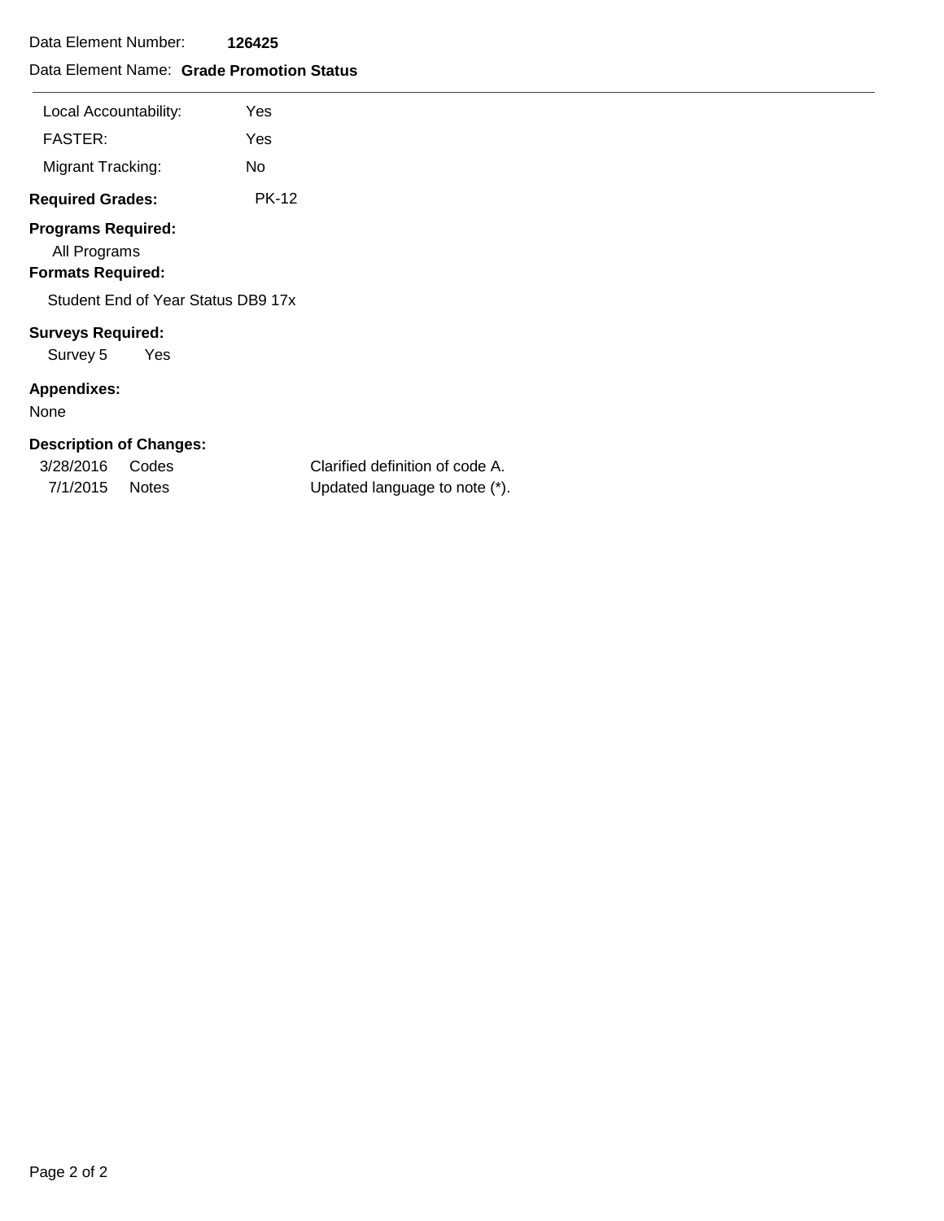Data Element Number: **126425**

Data Element Name: **Grade Promotion Status**

---

| | |
|---|---|
| Local Accountability: | Yes |
| FASTER: | Yes |
| Migrant Tracking: | No |

**Required Grades:** PK-12

**Programs Required:**

All Programs

**Formats Required:**

Student End of Year Status DB9 17x

**Surveys Required:**

Survey 5 Yes

**Appendixes:**

None

**Description of Changes:**

| | | |
|---|---|---|
| 3/28/2016 | Codes | Clarified definition of code A. |
| 7/1/2015 | Notes | Updated language to note (*). |